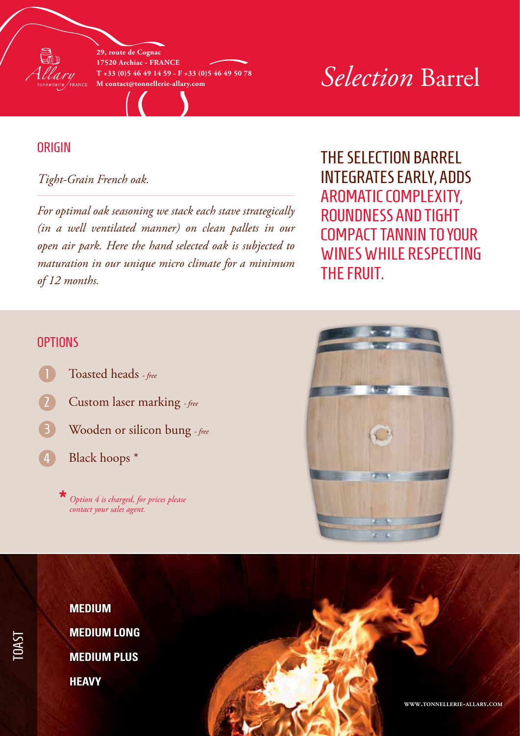Allary tonnellerie FRANCE

29, route de Cognac
17520 Archiac - FRANCE
T +33 (0)5 46 49 14 59 - F +33 (0)5 46 49 50 78
M contact@tonnellerie-allary.com

# *Selection* Barrel

## ORIGIN

*Tight-Grain French oak.*

*For optimal oak seasoning we stack each stave strategically (in a well ventilated manner) on clean pallets in our open air park. Here the hand selected oak is subjected to maturation in our unique micro climate for a minimum of 12 months.*

THE SELECTION BARREL INTEGRATES EARLY, ADDS AROMATIC COMPLEXITY, ROUNDNESS AND TIGHT COMPACT TANNIN TO YOUR WINES WHILE RESPECTING THE FRUIT.

## OPTIONS

1. Toasted heads *- free*
2. Custom laser marking *- free*
3. Wooden or silicon bung *- free*
4. Black hoops *

\* *Option 4 is charged, for prices please contact your sales agent.*

## TOAST

**MEDIUM**

**MEDIUM LONG**

**MEDIUM PLUS**

**HEAVY**

WWW.TONNELLERIE-ALLARY.COM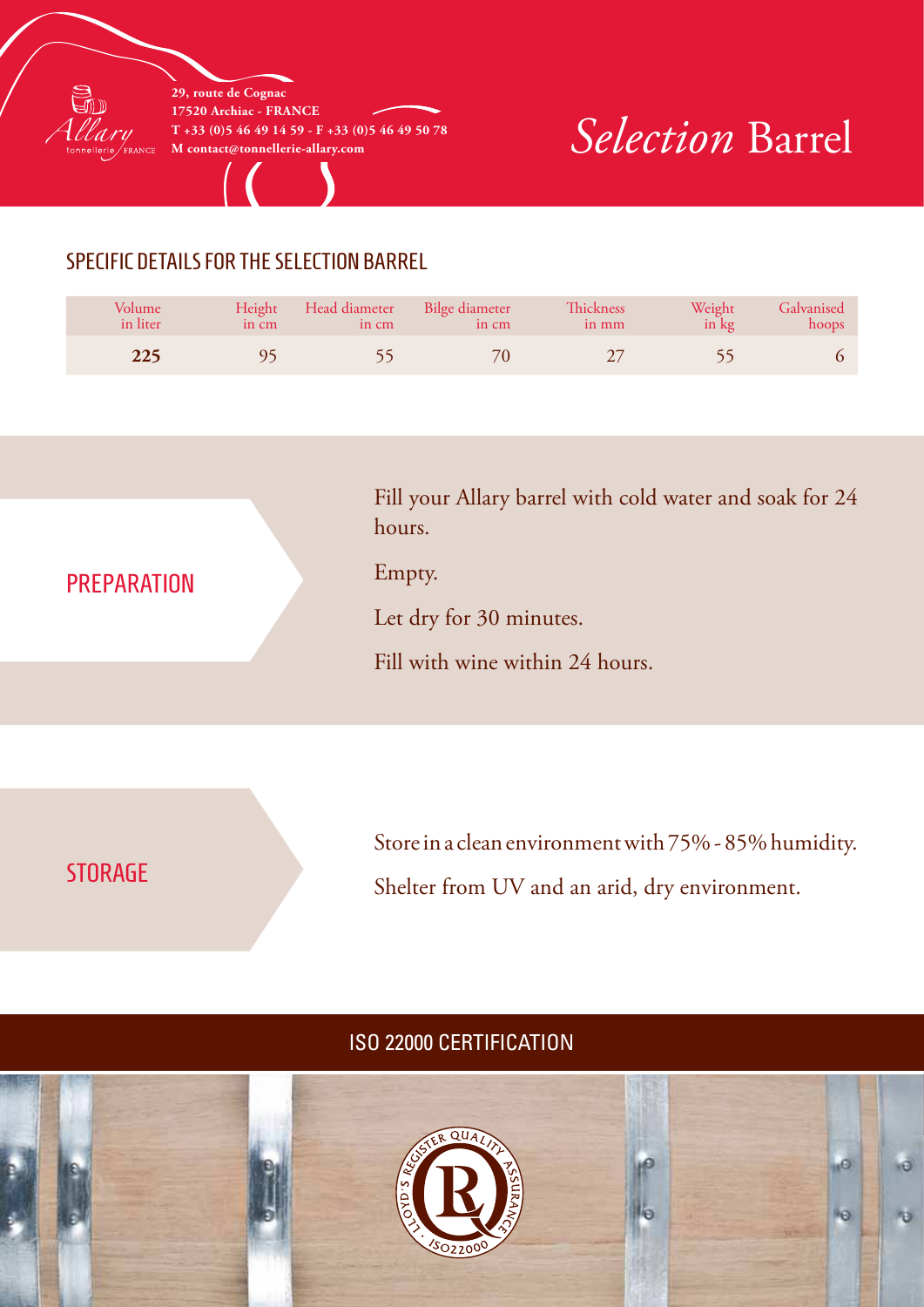29, route de Cognac
17520 Archiac - FRANCE
T +33 (0)5 46 49 14 59 - F +33 (0)5 46 49 50 78
M contact@tonnellerie-allary.com

# *Selection* Barrel

## SPECIFIC DETAILS FOR THE SELECTION BARREL

| Volume in liter | Height in cm | Head diameter in cm | Bilge diameter in cm | Thickness in mm | Weight in kg | Galvanised hoops |
|---|---|---|---|---|---|---|
| **225** | 95 | 55 | 70 | 27 | 55 | 6 |

## PREPARATION

Fill your Allary barrel with cold water and soak for 24 hours.

Empty.

Let dry for 30 minutes.

Fill with wine within 24 hours.

## STORAGE

Store in a clean environment with 75% - 85% humidity.

Shelter from UV and an arid, dry environment.

## ISO 22000 CERTIFICATION

LLOYD'S REGISTER QUALITY ASSURANCE · ISO22000